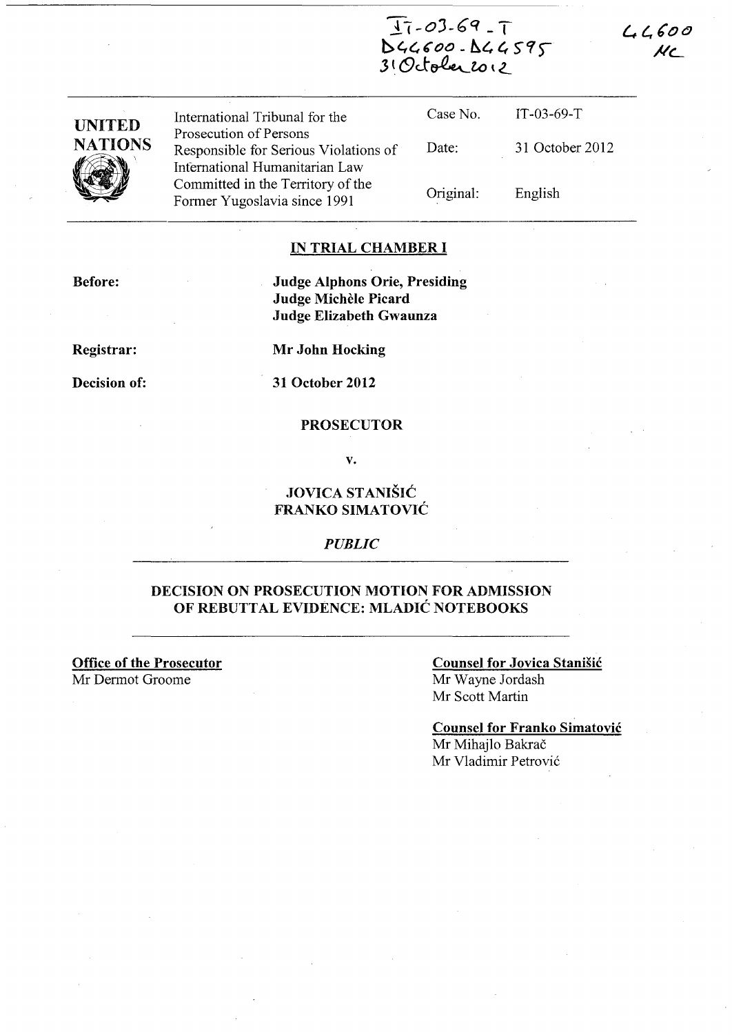IT-03-69-T
D44600 - D44595
31 October 2012

44600
MC

| UNITED NATIONS | International Tribunal for the Prosecution of Persons Responsible for Serious Violations of International Humanitarian Law Committed in the Territory of the Former Yugoslavia since 1991 | Case No. | IT-03-69-T |
|---|---|---|---|
| | | Date: | 31 October 2012 |
| | | Original: | English |

## IN TRIAL CHAMBER I

**Before:** **Judge Alphons Orie, Presiding**
**Judge Michèle Picard**
**Judge Elizabeth Gwaunza**

**Registrar:** **Mr John Hocking**

**Decision of:** **31 October 2012**

**PROSECUTOR**

**v.**

**JOVICA STANIŠIĆ**
**FRANKO SIMATOVIĆ**

*PUBLIC*

## DECISION ON PROSECUTION MOTION FOR ADMISSION OF REBUTTAL EVIDENCE: MLADIĆ NOTEBOOKS

**Office of the Prosecutor**
Mr Dermot Groome

**Counsel for Jovica Stanišić**
Mr Wayne Jordash
Mr Scott Martin

**Counsel for Franko Simatović**
Mr Mihajlo Bakrač
Mr Vladimir Petrović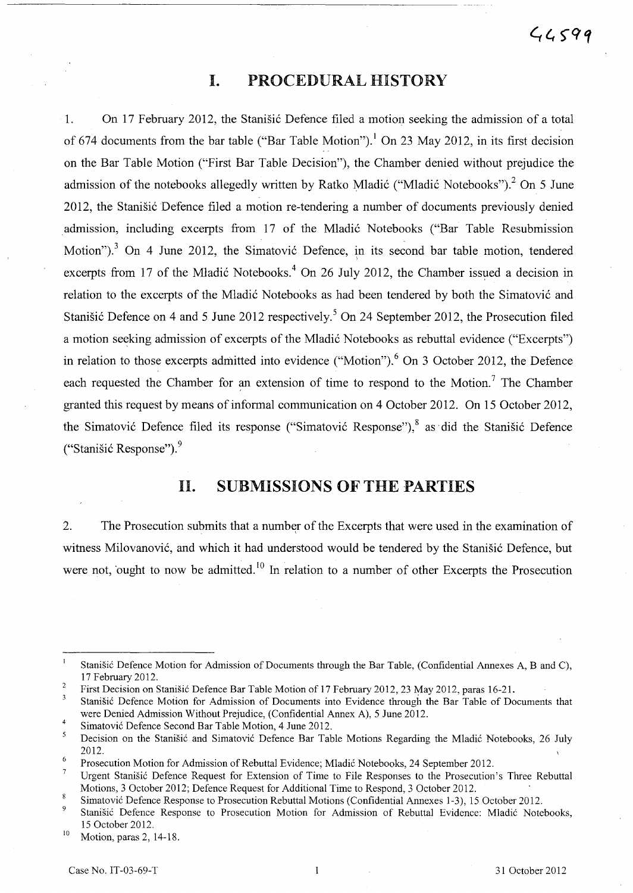# I. PROCEDURAL HISTORY

1. On 17 February 2012, the Stanišić Defence filed a motion seeking the admission of a total of 674 documents from the bar table ("Bar Table Motion").[1] On 23 May 2012, in its first decision on the Bar Table Motion ("First Bar Table Decision"), the Chamber denied without prejudice the admission of the notebooks allegedly written by Ratko Mladić ("Mladić Notebooks").[2] On 5 June 2012, the Stanišić Defence filed a motion re-tendering a number of documents previously denied admission, including excerpts from 17 of the Mladić Notebooks ("Bar Table Resubmission Motion").[3] On 4 June 2012, the Simatović Defence, in its second bar table motion, tendered excerpts from 17 of the Mladić Notebooks.[4] On 26 July 2012, the Chamber issued a decision in relation to the excerpts of the Mladić Notebooks as had been tendered by both the Simatović and Stanišić Defence on 4 and 5 June 2012 respectively.[5] On 24 September 2012, the Prosecution filed a motion seeking admission of excerpts of the Mladić Notebooks as rebuttal evidence ("Excerpts") in relation to those excerpts admitted into evidence ("Motion").[6] On 3 October 2012, the Defence each requested the Chamber for an extension of time to respond to the Motion.[7] The Chamber granted this request by means of informal communication on 4 October 2012. On 15 October 2012, the Simatović Defence filed its response ("Simatović Response"),[8] as did the Stanišić Defence ("Stanišić Response").[9]

# II. SUBMISSIONS OF THE PARTIES

2. The Prosecution submits that a number of the Excerpts that were used in the examination of witness Milovanović, and which it had understood would be tendered by the Stanišić Defence, but were not, ought to now be admitted.[10] In relation to a number of other Excerpts the Prosecution

---

[1] Stanišić Defence Motion for Admission of Documents through the Bar Table, (Confidential Annexes A, B and C), 17 February 2012.

[2] First Decision on Stanišić Defence Bar Table Motion of 17 February 2012, 23 May 2012, paras 16-21.

[3] Stanišić Defence Motion for Admission of Documents into Evidence through the Bar Table of Documents that were Denied Admission Without Prejudice, (Confidential Annex A), 5 June 2012.

[4] Simatović Defence Second Bar Table Motion, 4 June 2012.

[5] Decision on the Stanišić and Simatović Defence Bar Table Motions Regarding the Mladić Notebooks, 26 July 2012.

[6] Prosecution Motion for Admission of Rebuttal Evidence; Mladić Notebooks, 24 September 2012.

[7] Urgent Stanišić Defence Request for Extension of Time to File Responses to the Prosecution's Three Rebuttal Motions, 3 October 2012; Defence Request for Additional Time to Respond, 3 October 2012.

[8] Simatović Defence Response to Prosecution Rebuttal Motions (Confidential Annexes 1-3), 15 October 2012.

[9] Stanišić Defence Response to Prosecution Motion for Admission of Rebuttal Evidence: Mladić Notebooks, 15 October 2012.

[10] Motion, paras 2, 14-18.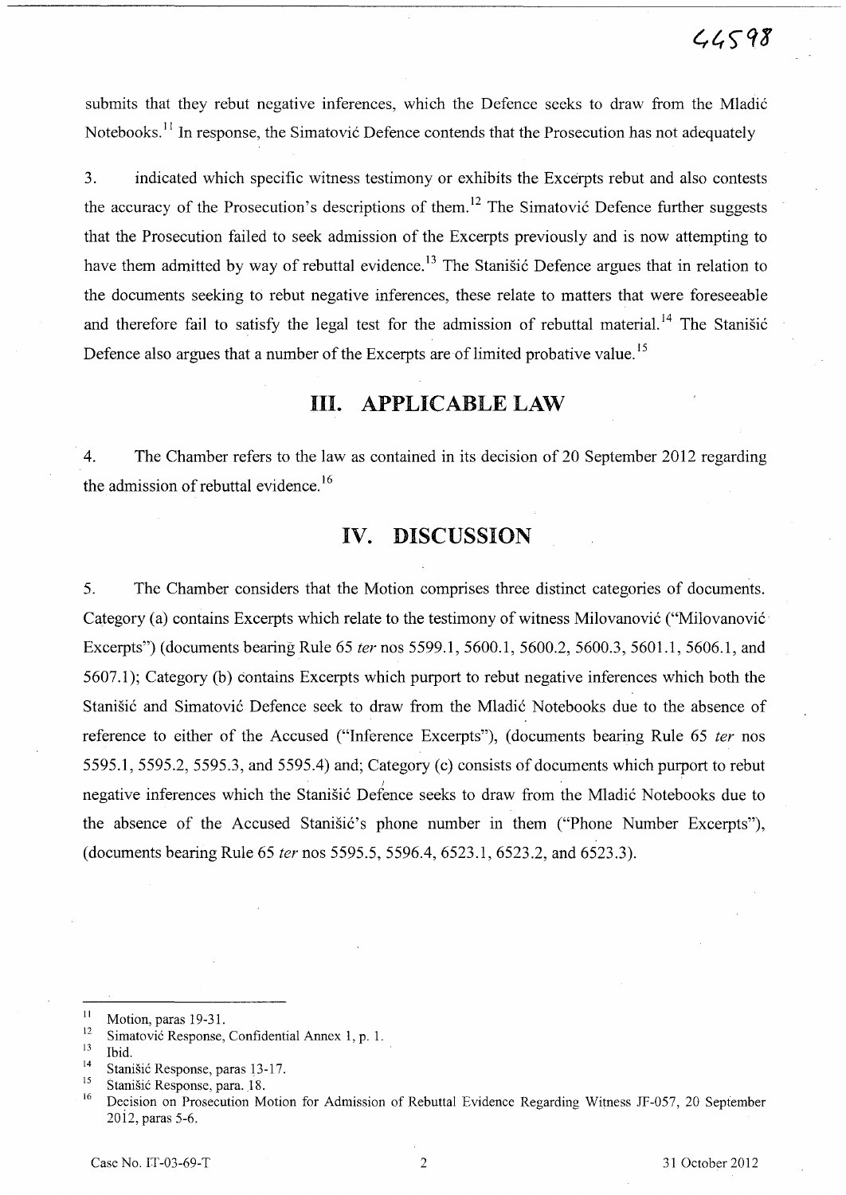submits that they rebut negative inferences, which the Defence seeks to draw from the Mladić Notebooks.[11] In response, the Simatović Defence contends that the Prosecution has not adequately

3. indicated which specific witness testimony or exhibits the Excerpts rebut and also contests the accuracy of the Prosecution's descriptions of them.[12] The Simatović Defence further suggests that the Prosecution failed to seek admission of the Excerpts previously and is now attempting to have them admitted by way of rebuttal evidence.[13] The Stanišić Defence argues that in relation to the documents seeking to rebut negative inferences, these relate to matters that were foreseeable and therefore fail to satisfy the legal test for the admission of rebuttal material.[14] The Stanišić Defence also argues that a number of the Excerpts are of limited probative value.[15]

# III. APPLICABLE LAW

4. The Chamber refers to the law as contained in its decision of 20 September 2012 regarding the admission of rebuttal evidence.[16]

# IV. DISCUSSION

5. The Chamber considers that the Motion comprises three distinct categories of documents. Category (a) contains Excerpts which relate to the testimony of witness Milovanović ("Milovanović Excerpts") (documents bearing Rule 65 *ter* nos 5599.1, 5600.1, 5600.2, 5600.3, 5601.1, 5606.1, and 5607.1); Category (b) contains Excerpts which purport to rebut negative inferences which both the Stanišić and Simatović Defence seek to draw from the Mladić Notebooks due to the absence of reference to either of the Accused ("Inference Excerpts"), (documents bearing Rule 65 *ter* nos 5595.1, 5595.2, 5595.3, and 5595.4) and; Category (c) consists of documents which purport to rebut negative inferences which the Stanišić Defence seeks to draw from the Mladić Notebooks due to the absence of the Accused Stanišić's phone number in them ("Phone Number Excerpts"), (documents bearing Rule 65 *ter* nos 5595.5, 5596.4, 6523.1, 6523.2, and 6523.3).

---

[11] Motion, paras 19-31.

[12] Simatović Response, Confidential Annex 1, p. 1.

[13] Ibid.

[14] Stanišić Response, paras 13-17.

[15] Stanišić Response, para. 18.

[16] Decision on Prosecution Motion for Admission of Rebuttal Evidence Regarding Witness JF-057, 20 September 2012, paras 5-6.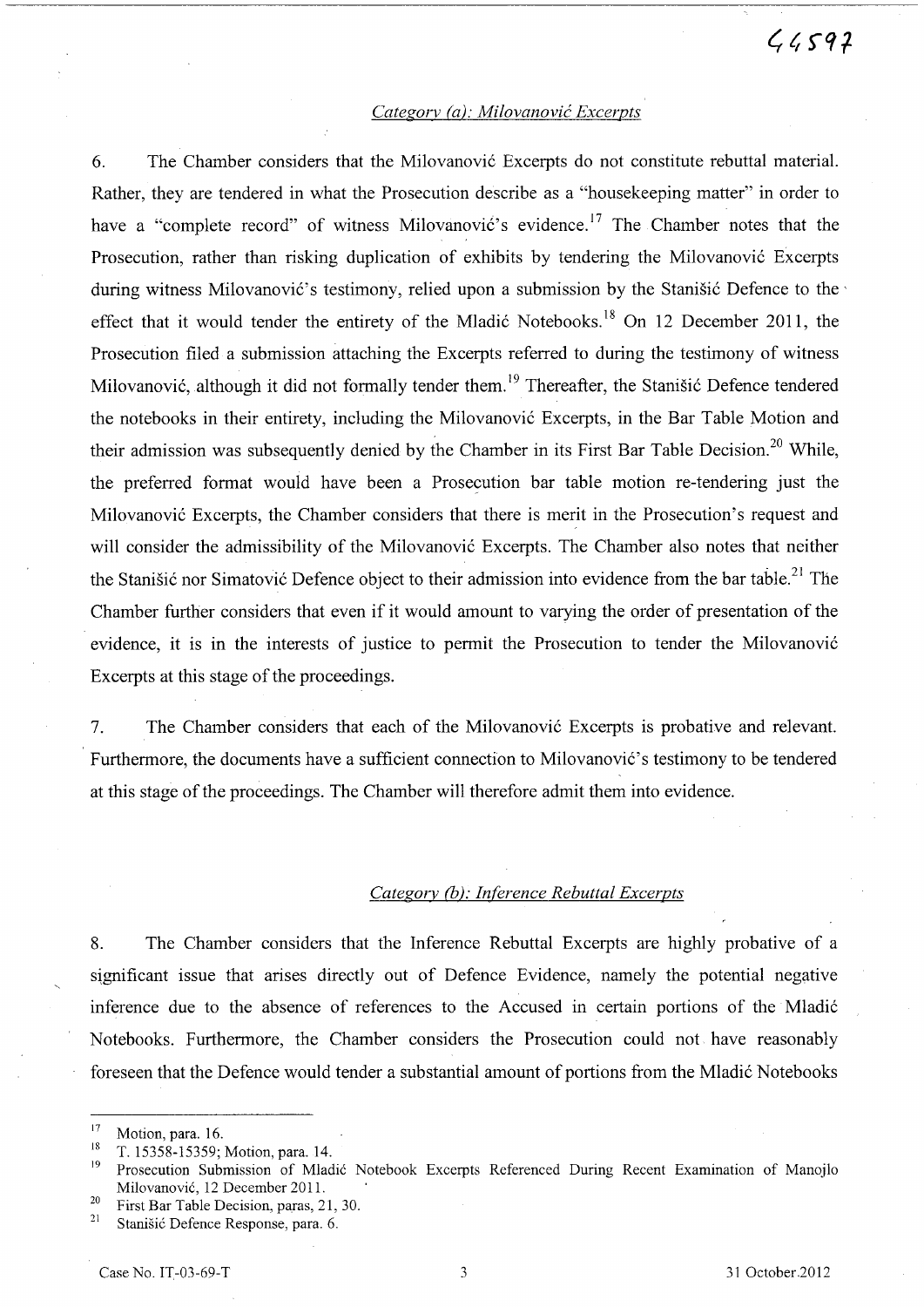*Category (a): Milovanović Excerpts*

6. The Chamber considers that the Milovanović Excerpts do not constitute rebuttal material. Rather, they are tendered in what the Prosecution describe as a "housekeeping matter" in order to have a "complete record" of witness Milovanović's evidence.[17] The Chamber notes that the Prosecution, rather than risking duplication of exhibits by tendering the Milovanović Excerpts during witness Milovanović's testimony, relied upon a submission by the Stanišić Defence to the effect that it would tender the entirety of the Mladić Notebooks.[18] On 12 December 2011, the Prosecution filed a submission attaching the Excerpts referred to during the testimony of witness Milovanović, although it did not formally tender them.[19] Thereafter, the Stanišić Defence tendered the notebooks in their entirety, including the Milovanović Excerpts, in the Bar Table Motion and their admission was subsequently denied by the Chamber in its First Bar Table Decision.[20] While, the preferred format would have been a Prosecution bar table motion re-tendering just the Milovanović Excerpts, the Chamber considers that there is merit in the Prosecution's request and will consider the admissibility of the Milovanović Excerpts. The Chamber also notes that neither the Stanišić nor Simatović Defence object to their admission into evidence from the bar table.[21] The Chamber further considers that even if it would amount to varying the order of presentation of the evidence, it is in the interests of justice to permit the Prosecution to tender the Milovanović Excerpts at this stage of the proceedings.

7. The Chamber considers that each of the Milovanović Excerpts is probative and relevant. Furthermore, the documents have a sufficient connection to Milovanović's testimony to be tendered at this stage of the proceedings. The Chamber will therefore admit them into evidence.

*Category (b): Inference Rebuttal Excerpts*

8. The Chamber considers that the Inference Rebuttal Excerpts are highly probative of a significant issue that arises directly out of Defence Evidence, namely the potential negative inference due to the absence of references to the Accused in certain portions of the Mladić Notebooks. Furthermore, the Chamber considers the Prosecution could not have reasonably foreseen that the Defence would tender a substantial amount of portions from the Mladić Notebooks

---

[17] Motion, para. 16.

[18] T. 15358-15359; Motion, para. 14.

[19] Prosecution Submission of Mladić Notebook Excerpts Referenced During Recent Examination of Manojlo Milovanović, 12 December 2011.

[20] First Bar Table Decision, paras, 21, 30.

[21] Stanišić Defence Response, para. 6.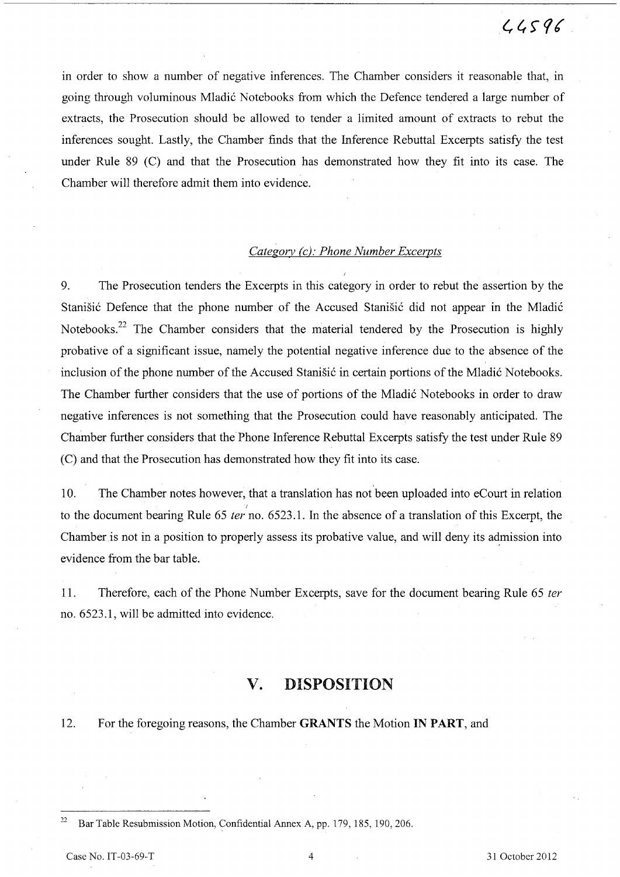in order to show a number of negative inferences. The Chamber considers it reasonable that, in going through voluminous Mladić Notebooks from which the Defence tendered a large number of extracts, the Prosecution should be allowed to tender a limited amount of extracts to rebut the inferences sought. Lastly, the Chamber finds that the Inference Rebuttal Excerpts satisfy the test under Rule 89 (C) and that the Prosecution has demonstrated how they fit into its case. The Chamber will therefore admit them into evidence.

*Category (c): Phone Number Excerpts*

9. The Prosecution tenders the Excerpts in this category in order to rebut the assertion by the Stanišić Defence that the phone number of the Accused Stanišić did not appear in the Mladić Notebooks.[22] The Chamber considers that the material tendered by the Prosecution is highly probative of a significant issue, namely the potential negative inference due to the absence of the inclusion of the phone number of the Accused Stanišić in certain portions of the Mladić Notebooks. The Chamber further considers that the use of portions of the Mladić Notebooks in order to draw negative inferences is not something that the Prosecution could have reasonably anticipated. The Chamber further considers that the Phone Inference Rebuttal Excerpts satisfy the test under Rule 89 (C) and that the Prosecution has demonstrated how they fit into its case.

10. The Chamber notes however, that a translation has not been uploaded into eCourt in relation to the document bearing Rule 65 *ter* no. 6523.1. In the absence of a translation of this Excerpt, the Chamber is not in a position to properly assess its probative value, and will deny its admission into evidence from the bar table.

11. Therefore, each of the Phone Number Excerpts, save for the document bearing Rule 65 *ter* no. 6523.1, will be admitted into evidence.

## V. DISPOSITION

12. For the foregoing reasons, the Chamber **GRANTS** the Motion **IN PART**, and

---

[22] Bar Table Resubmission Motion, Confidential Annex A, pp. 179, 185, 190, 206.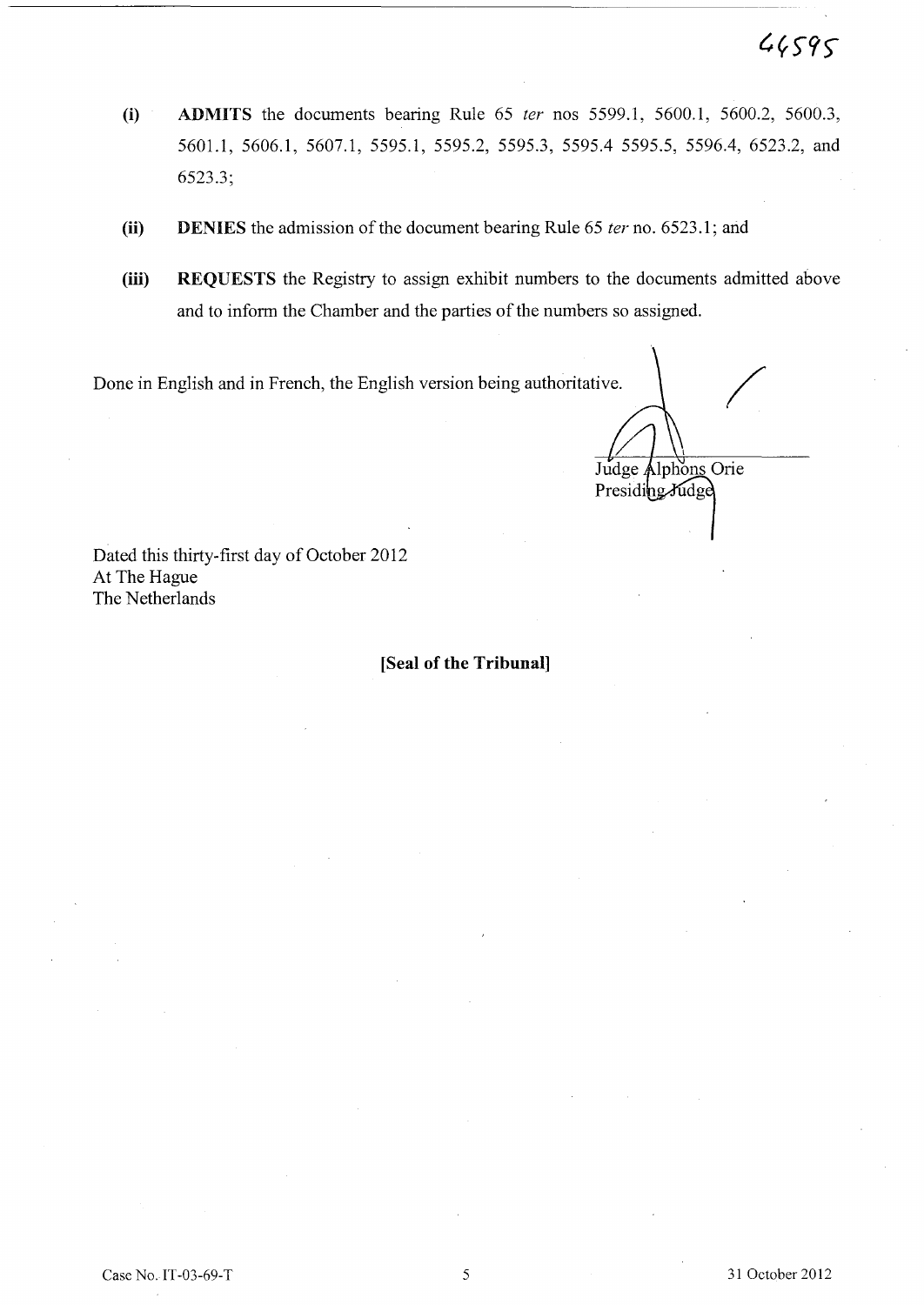(i) **ADMITS** the documents bearing Rule 65 *ter* nos 5599.1, 5600.1, 5600.2, 5600.3, 5601.1, 5606.1, 5607.1, 5595.1, 5595.2, 5595.3, 5595.4 5595.5, 5596.4, 6523.2, and 6523.3;

(ii) **DENIES** the admission of the document bearing Rule 65 *ter* no. 6523.1; and

(iii) **REQUESTS** the Registry to assign exhibit numbers to the documents admitted above and to inform the Chamber and the parties of the numbers so assigned.

Done in English and in French, the English version being authoritative.

Judge Alphons Orie
Presiding Judge

Dated this thirty-first day of October 2012
At The Hague
The Netherlands

**[Seal of the Tribunal]**